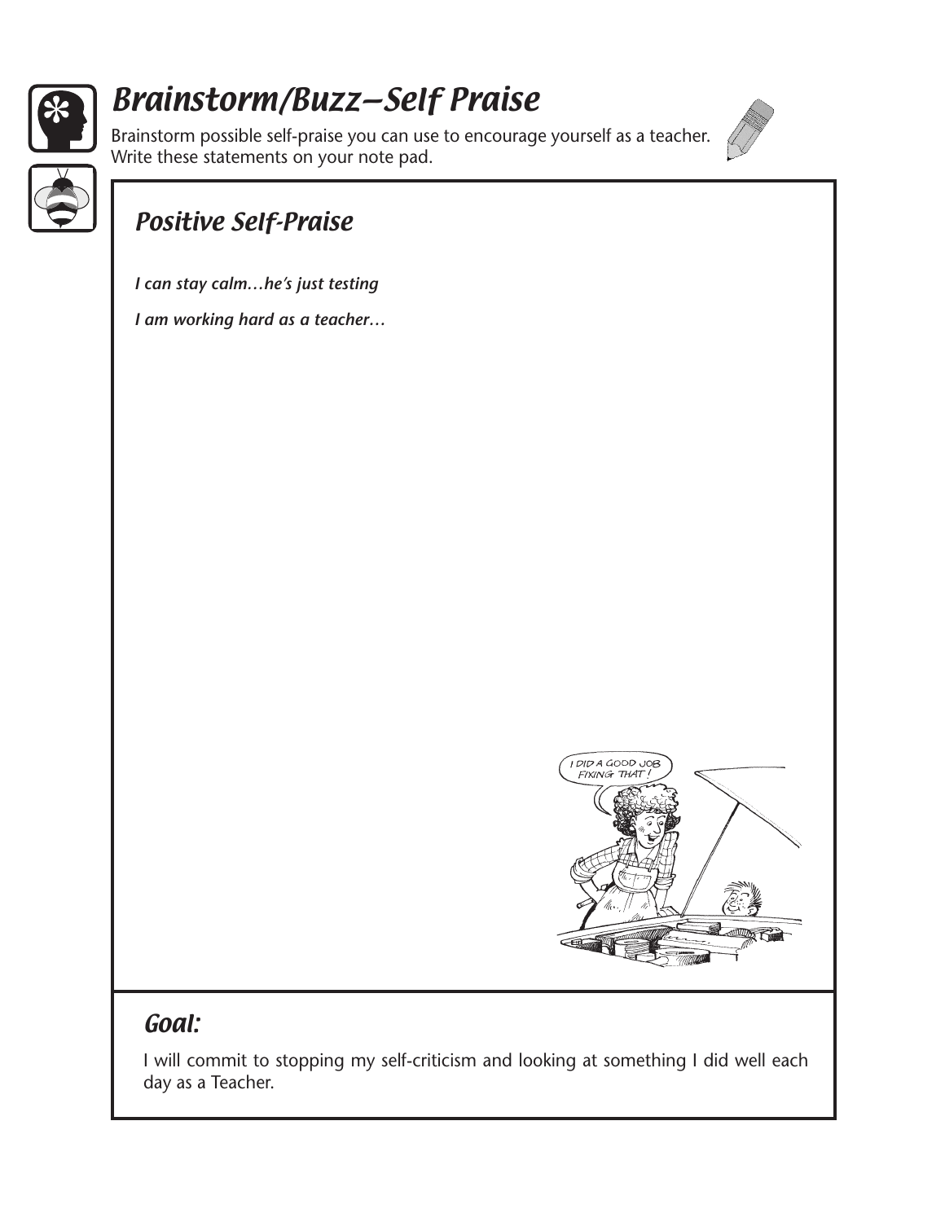# Brainstorm/Buzz—Self Praise

Brainstorm possible self-praise you can use to encourage yourself as a teacher. Write these statements on your note pad.

## Positive Self-Praise

***I can stay calm…he's just testing***

***I am working hard as a teacher…***

## Goal:

I will commit to stopping my self-criticism and looking at something I did well each day as a Teacher.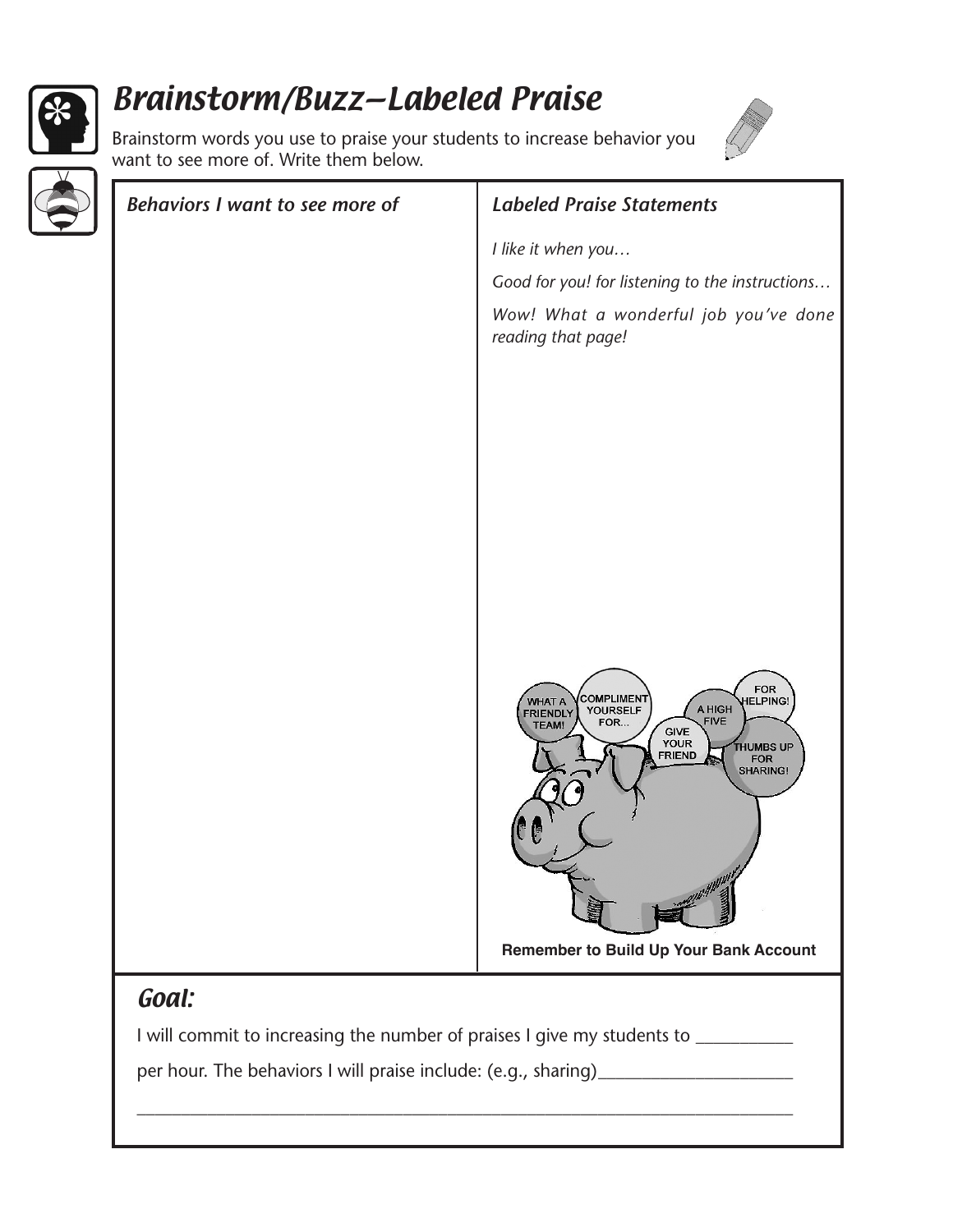# Brainstorm/Buzz—Labeled Praise

Brainstorm words you use to praise your students to increase behavior you want to see more of. Write them below.

| *Behaviors I want to see more of* | *Labeled Praise Statements* |
| --- | --- |
| | *I like it when you…* |
| | *Good for you! for listening to the instructions…* |
| | *Wow! What a wonderful job you've done reading that page!* |

**Remember to Build Up Your Bank Account**

## *Goal:*

I will commit to increasing the number of praises I give my students to __________ per hour. The behaviors I will praise include: (e.g., sharing)____________________

______________________________________________________________________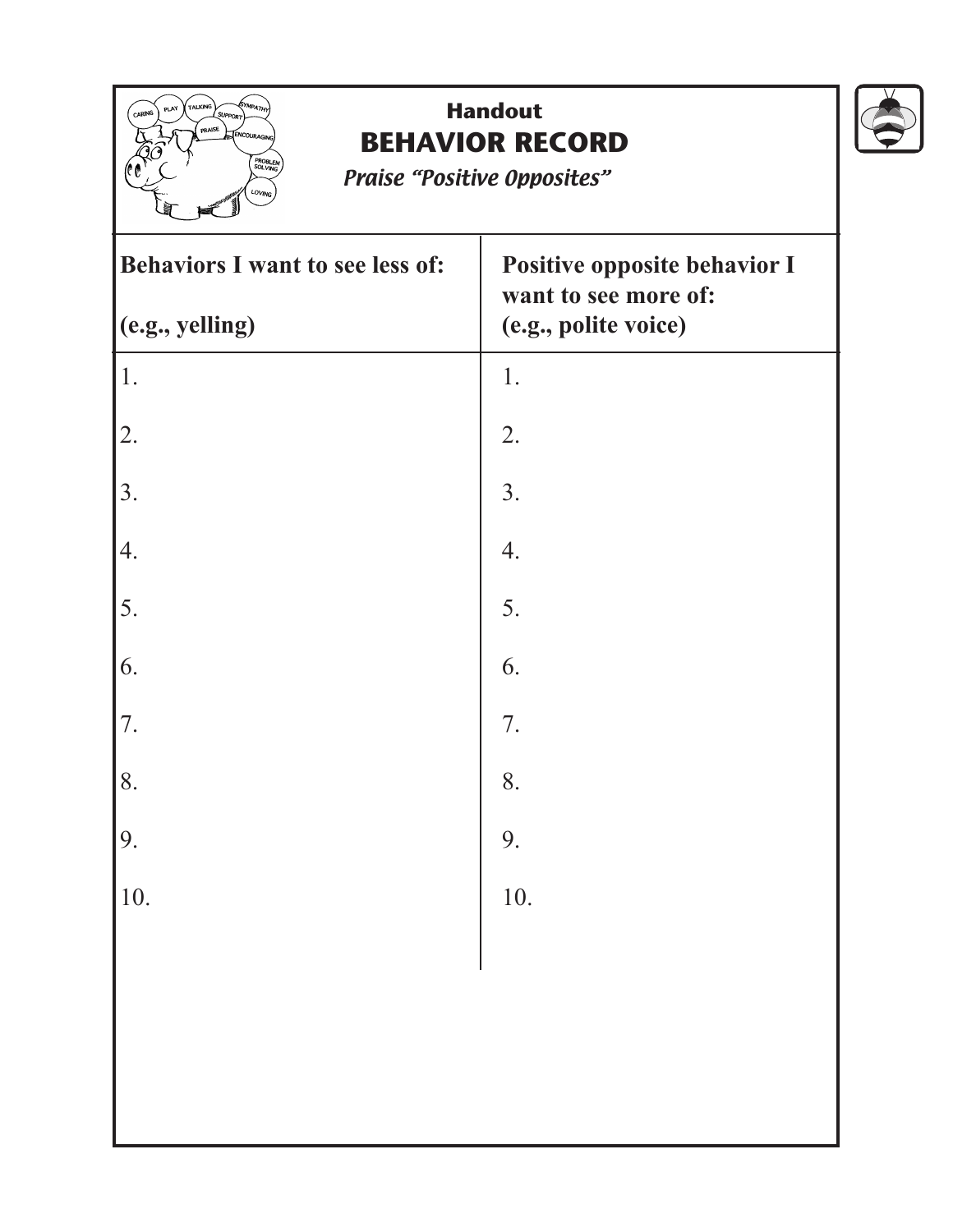Handout

# BEHAVIOR RECORD

*Praise "Positive Opposites"*

| Behaviors I want to see less of: (e.g., yelling) | Positive opposite behavior I want to see more of: (e.g., polite voice) |
|---|---|
| 1. | 1. |
| 2. | 2. |
| 3. | 3. |
| 4. | 4. |
| 5. | 5. |
| 6. | 6. |
| 7. | 7. |
| 8. | 8. |
| 9. | 9. |
| 10. | 10. |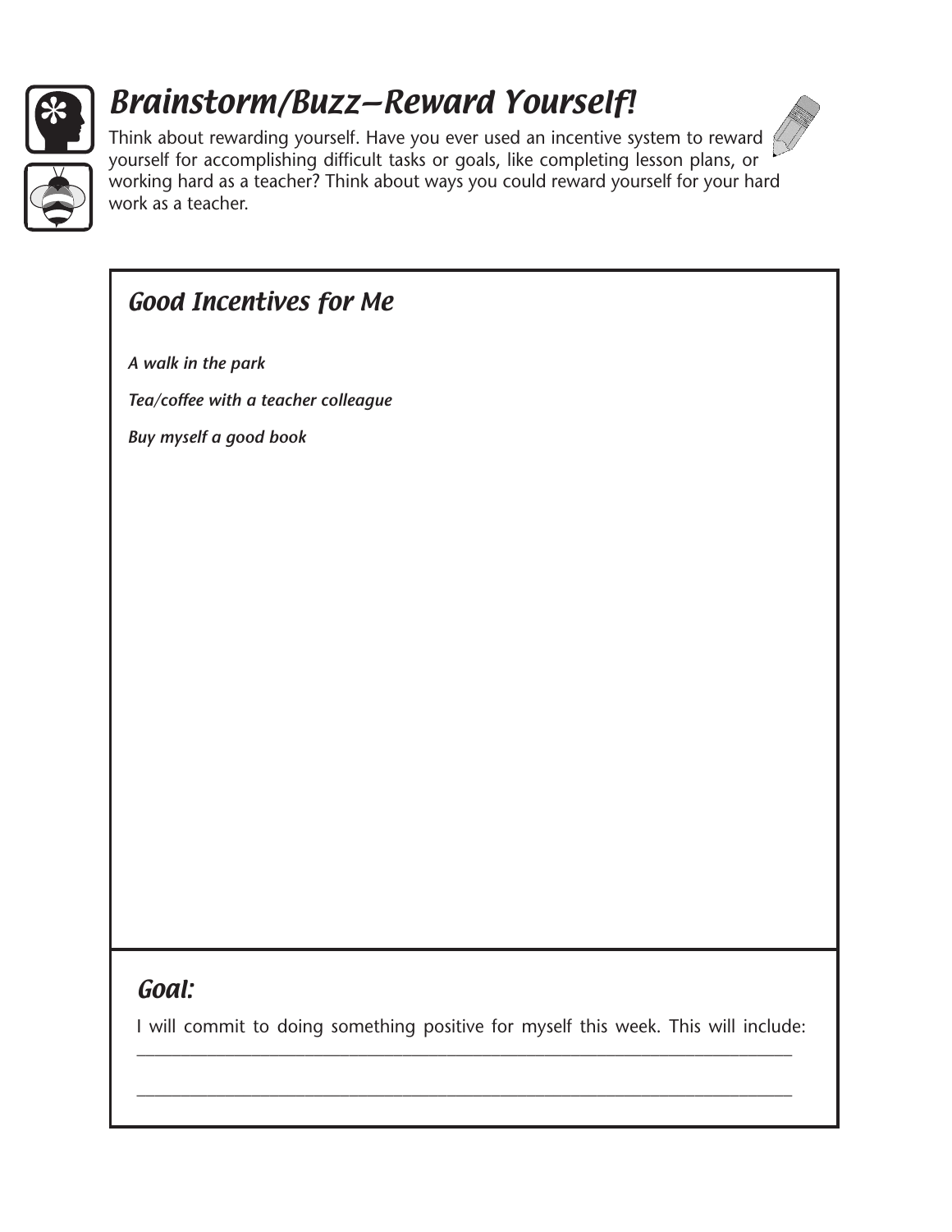# Brainstorm/Buzz—Reward Yourself!

Think about rewarding yourself. Have you ever used an incentive system to reward yourself for accomplishing difficult tasks or goals, like completing lesson plans, or working hard as a teacher? Think about ways you could reward yourself for your hard work as a teacher.

## Good Incentives for Me

***A walk in the park***

***Tea/coffee with a teacher colleague***

***Buy myself a good book***

## Goal:

I will commit to doing something positive for myself this week. This will include:

_______________________________________________________________________________

_______________________________________________________________________________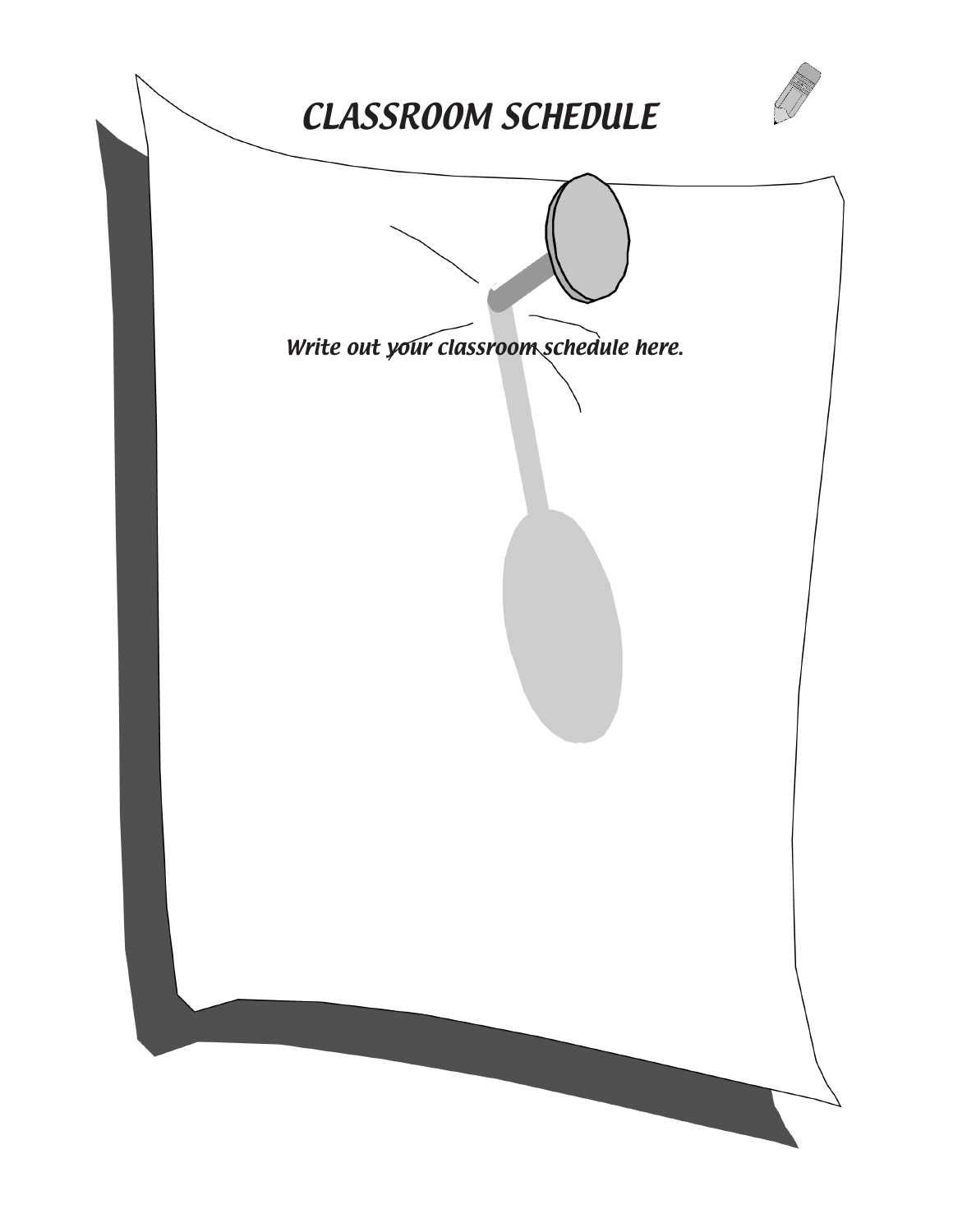# CLASSROOM SCHEDULE

*Write out your classroom schedule here.*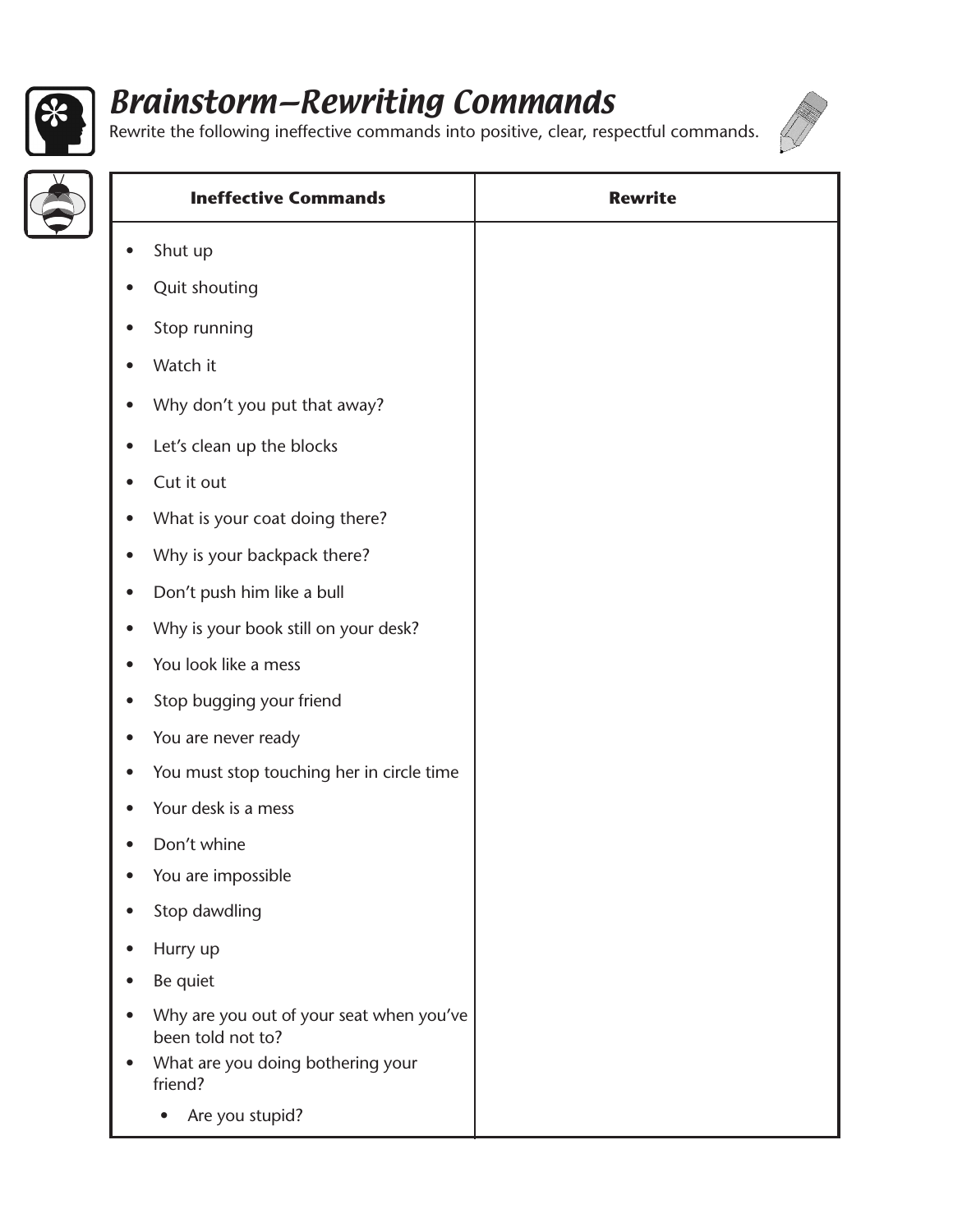# Brainstorm—Rewriting Commands

Rewrite the following ineffective commands into positive, clear, respectful commands.

| Ineffective Commands | Rewrite |
|---|---|
| • Shut up<br>• Quit shouting<br>• Stop running<br>• Watch it<br>• Why don't you put that away?<br>• Let's clean up the blocks<br>• Cut it out<br>• What is your coat doing there?<br>• Why is your backpack there?<br>• Don't push him like a bull<br>• Why is your book still on your desk?<br>• You look like a mess<br>• Stop bugging your friend<br>• You are never ready<br>• You must stop touching her in circle time<br>• Your desk is a mess<br>• Don't whine<br>• You are impossible<br>• Stop dawdling<br>• Hurry up<br>• Be quiet<br>• Why are you out of your seat when you've been told not to?<br>• What are you doing bothering your friend?<br>• Are you stupid? | |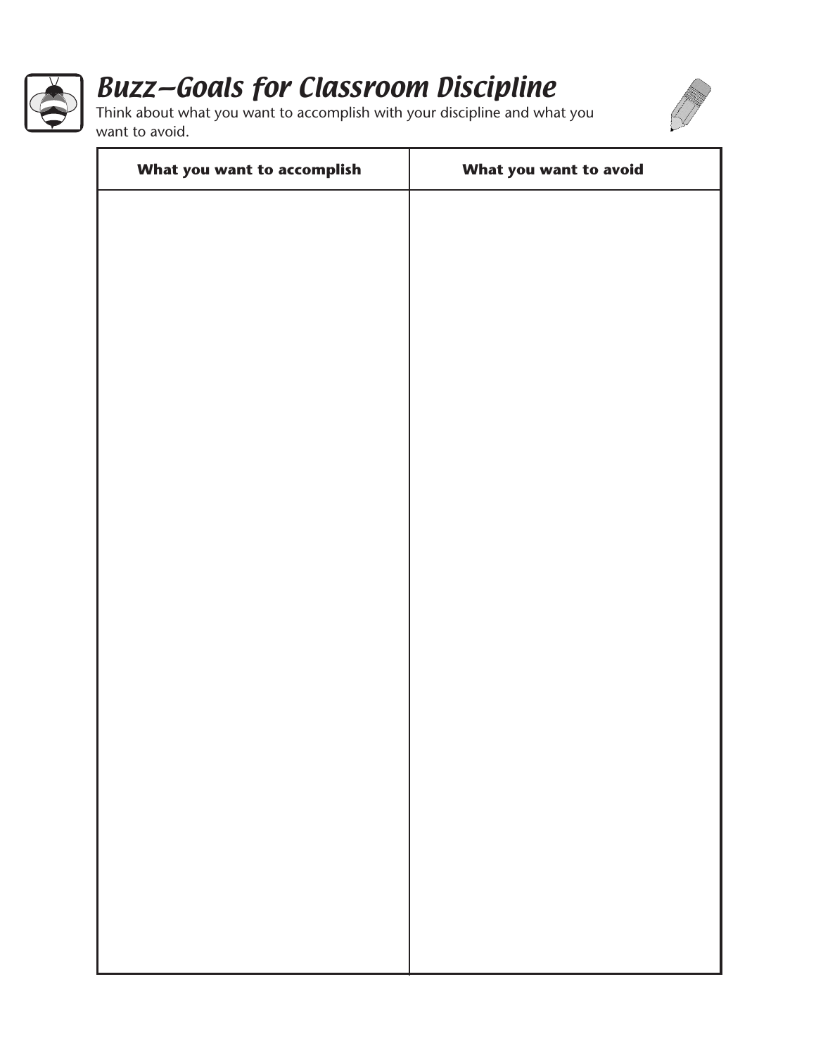# Buzz—Goals for Classroom Discipline

Think about what you want to accomplish with your discipline and what you want to avoid.

| What you want to accomplish | What you want to avoid |
| --- | --- |
| | |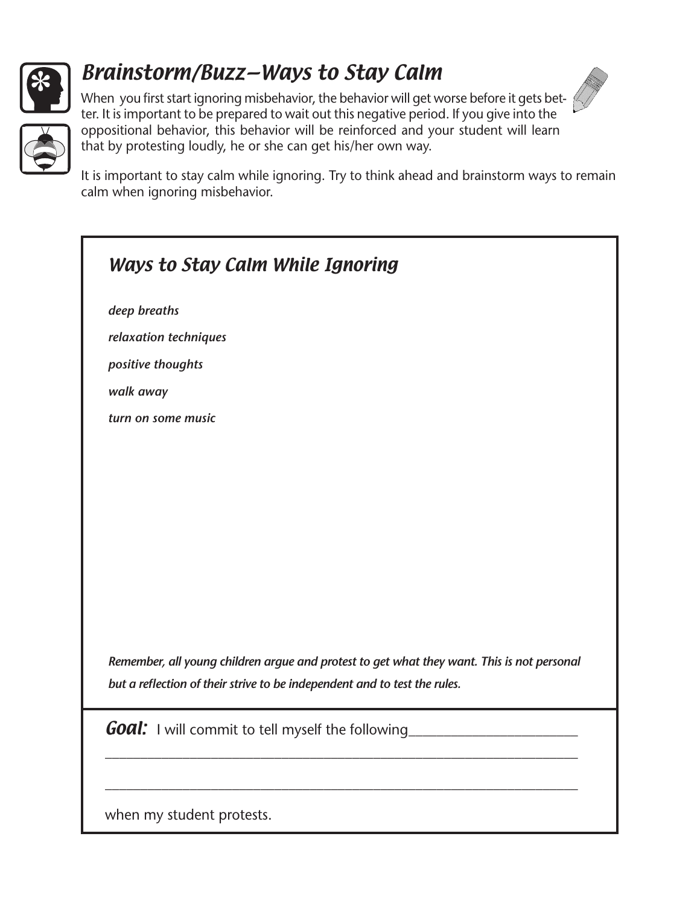# Brainstorm/Buzz—Ways to Stay Calm

When you first start ignoring misbehavior, the behavior will get worse before it gets better. It is important to be prepared to wait out this negative period. If you give into the oppositional behavior, this behavior will be reinforced and your student will learn that by protesting loudly, he or she can get his/her own way.

It is important to stay calm while ignoring. Try to think ahead and brainstorm ways to remain calm when ignoring misbehavior.

## Ways to Stay Calm While Ignoring

***deep breaths***

***relaxation techniques***

***positive thoughts***

***walk away***

***turn on some music***

***Remember, all young children argue and protest to get what they want. This is not personal but a reflection of their strive to be independent and to test the rules.***

***Goal:*** I will commit to tell myself the following________________________

______________________________________________________________________

______________________________________________________________________

when my student protests.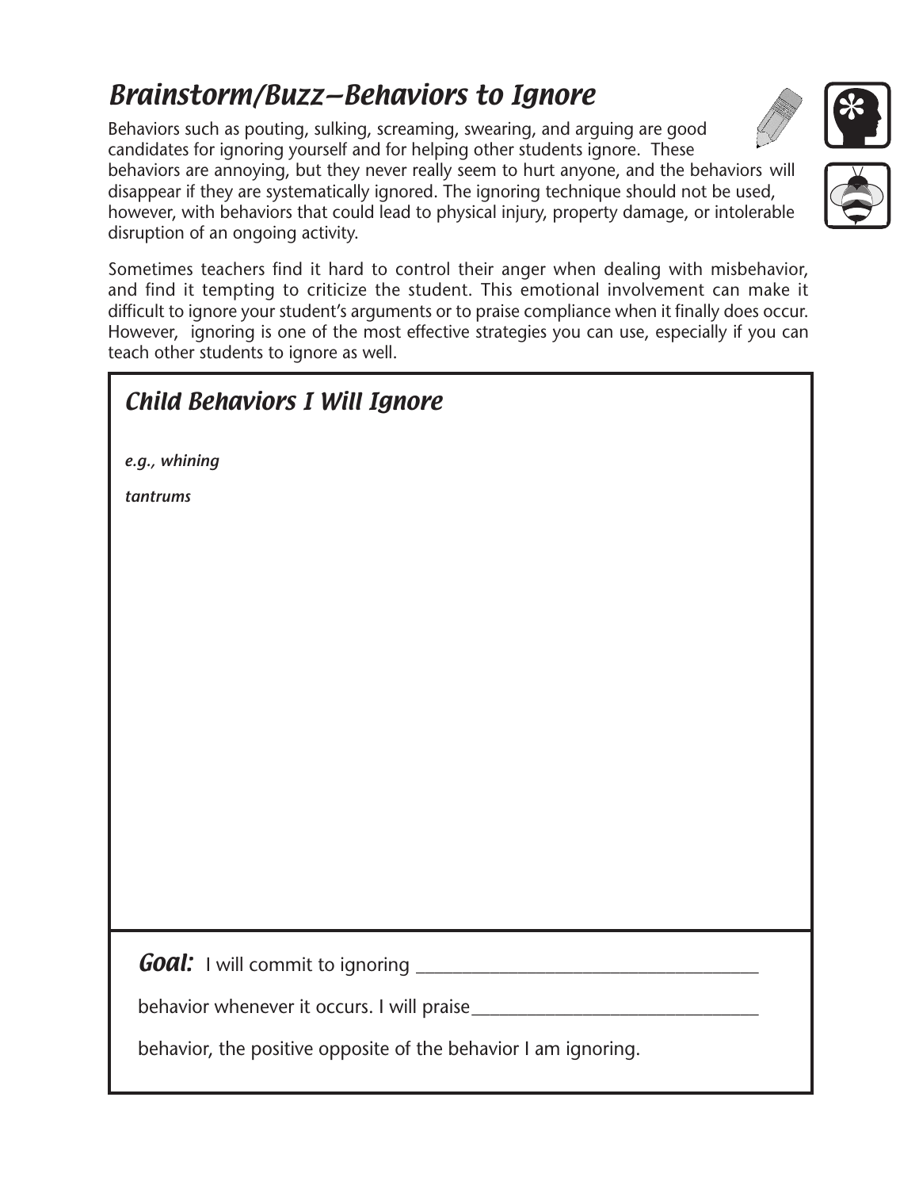# *Brainstorm/Buzz—Behaviors to Ignore*

Behaviors such as pouting, sulking, screaming, swearing, and arguing are good candidates for ignoring yourself and for helping other students ignore. These behaviors are annoying, but they never really seem to hurt anyone, and the behaviors will disappear if they are systematically ignored. The ignoring technique should not be used, however, with behaviors that could lead to physical injury, property damage, or intolerable disruption of an ongoing activity.

Sometimes teachers find it hard to control their anger when dealing with misbehavior, and find it tempting to criticize the student. This emotional involvement can make it difficult to ignore your student's arguments or to praise compliance when it finally does occur. However, ignoring is one of the most effective strategies you can use, especially if you can teach other students to ignore as well.

## *Child Behaviors I Will Ignore*

***e.g., whining***

***tantrums***

***Goal:*** I will commit to ignoring ____________________________________

behavior whenever it occurs. I will praise______________________________

behavior, the positive opposite of the behavior I am ignoring.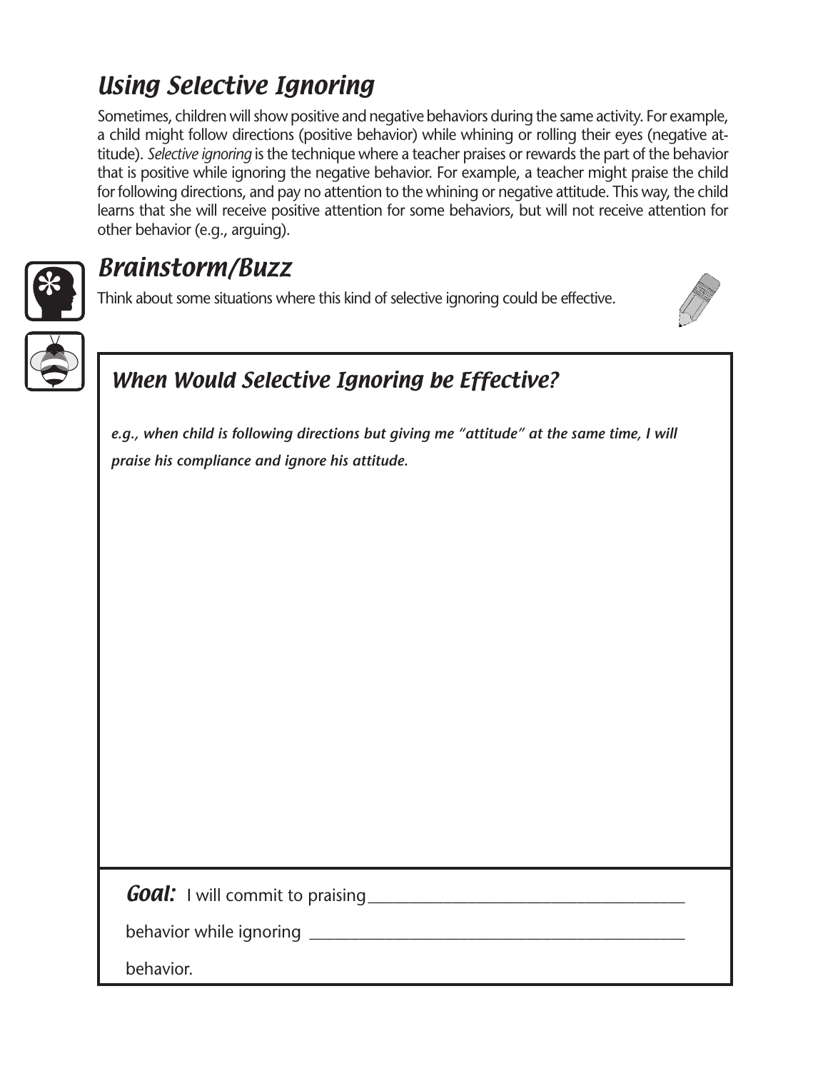## *Using Selective Ignoring*

Sometimes, children will show positive and negative behaviors during the same activity. For example, a child might follow directions (positive behavior) while whining or rolling their eyes (negative attitude). *Selective ignoring* is the technique where a teacher praises or rewards the part of the behavior that is positive while ignoring the negative behavior. For example, a teacher might praise the child for following directions, and pay no attention to the whining or negative attitude. This way, the child learns that she will receive positive attention for some behaviors, but will not receive attention for other behavior (e.g., arguing).

## *Brainstorm/Buzz*

Think about some situations where this kind of selective ignoring could be effective.

### *When Would Selective Ignoring be Effective?*

***e.g., when child is following directions but giving me "attitude" at the same time, I will praise his compliance and ignore his attitude.***

***Goal:*** I will commit to praising________________________________________

behavior while ignoring ______________________________________________

behavior.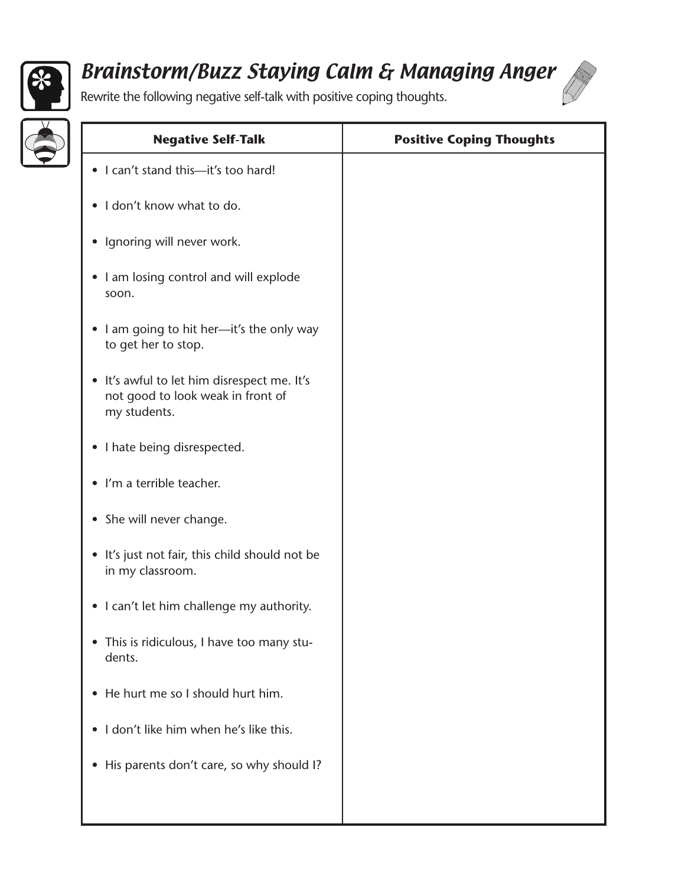## *Brainstorm/Buzz Staying Calm & Managing Anger*

Rewrite the following negative self-talk with positive coping thoughts.

| Negative Self-Talk | Positive Coping Thoughts |
| --- | --- |
| • I can't stand this—it's too hard! | |
| • I don't know what to do. | |
| • Ignoring will never work. | |
| • I am losing control and will explode soon. | |
| • I am going to hit her—it's the only way to get her to stop. | |
| • It's awful to let him disrespect me. It's not good to look weak in front of my students. | |
| • I hate being disrespected. | |
| • I'm a terrible teacher. | |
| • She will never change. | |
| • It's just not fair, this child should not be in my classroom. | |
| • I can't let him challenge my authority. | |
| • This is ridiculous, I have too many students. | |
| • He hurt me so I should hurt him. | |
| • I don't like him when he's like this. | |
| • His parents don't care, so why should I? | |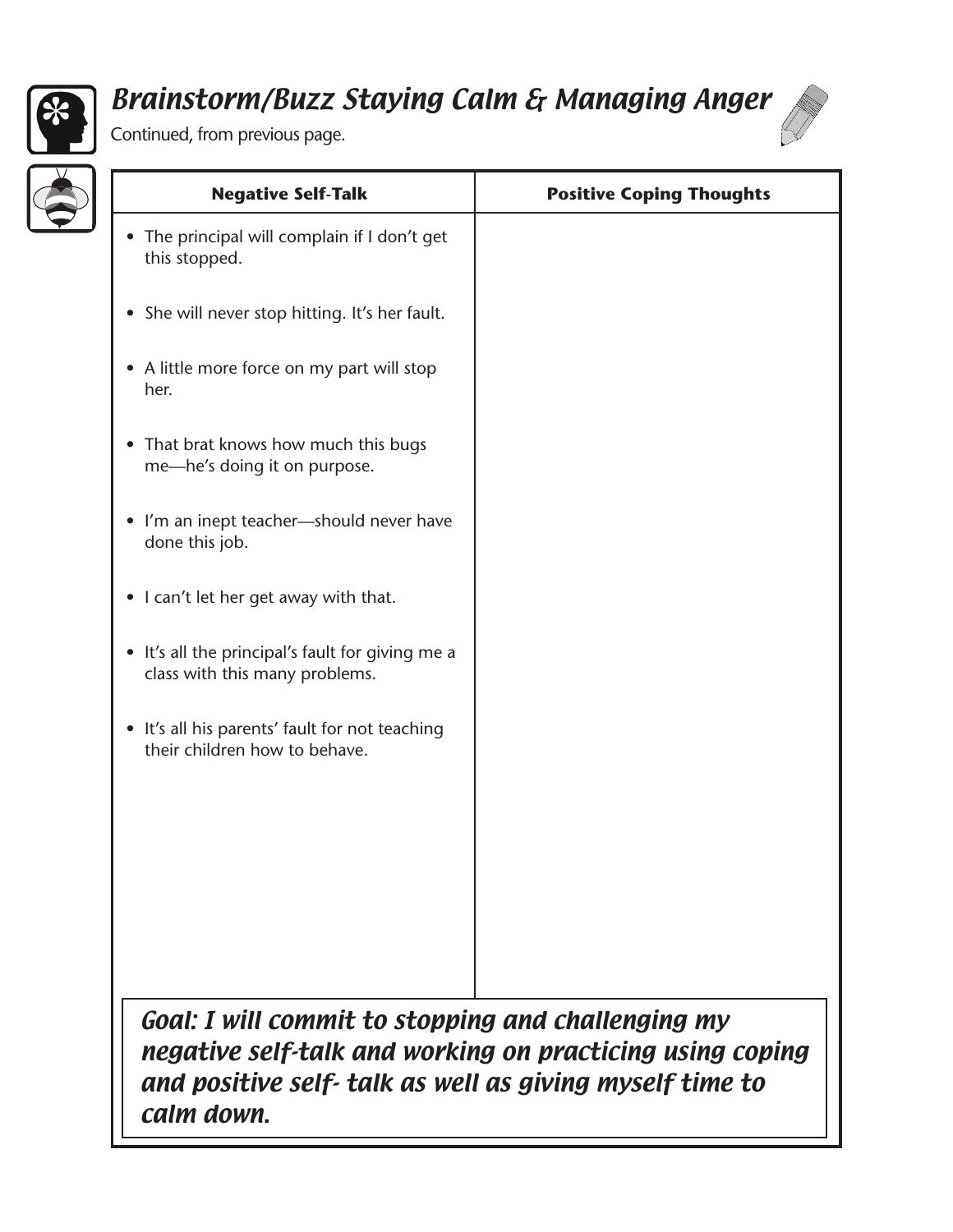# *Brainstorm/Buzz Staying Calm & Managing Anger*

Continued, from previous page.

| Negative Self-Talk | Positive Coping Thoughts |
|---|---|
| • The principal will complain if I don't get this stopped. | |
| • She will never stop hitting. It's her fault. | |
| • A little more force on my part will stop her. | |
| • That brat knows how much this bugs me—he's doing it on purpose. | |
| • I'm an inept teacher—should never have done this job. | |
| • I can't let her get away with that. | |
| • It's all the principal's fault for giving me a class with this many problems. | |
| • It's all his parents' fault for not teaching their children how to behave. | |

***Goal: I will commit to stopping and challenging my negative self-talk and working on practicing using coping and positive self- talk as well as giving myself time to calm down.***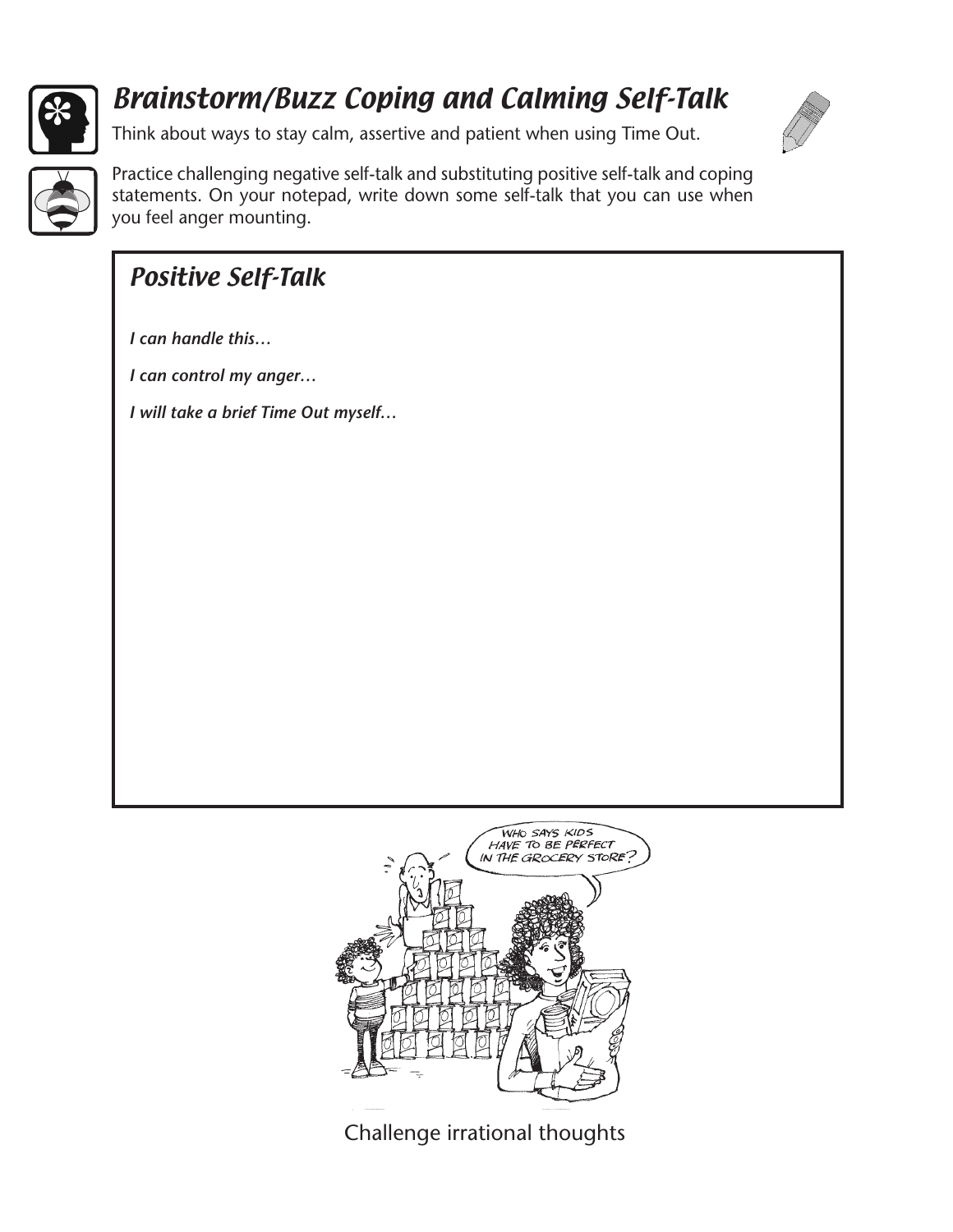# Brainstorm/Buzz Coping and Calming Self-Talk

Think about ways to stay calm, assertive and patient when using Time Out.

Practice challenging negative self-talk and substituting positive self-talk and coping statements. On your notepad, write down some self-talk that you can use when you feel anger mounting.

## Positive Self-Talk

***I can handle this…***

***I can control my anger…***

***I will take a brief Time Out myself…***

Challenge irrational thoughts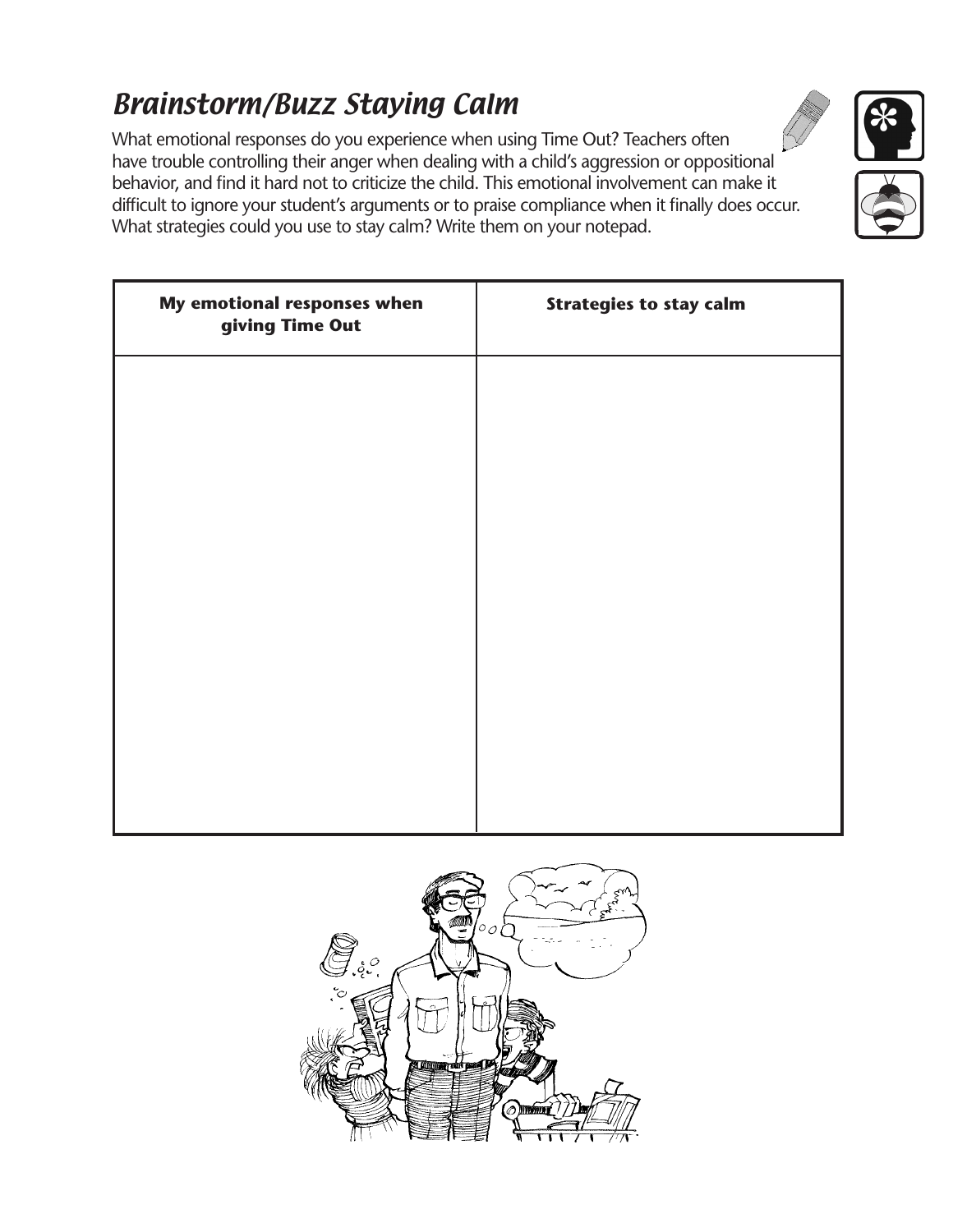## *Brainstorm/Buzz Staying Calm*

What emotional responses do you experience when using Time Out? Teachers often have trouble controlling their anger when dealing with a child's aggression or oppositional behavior, and find it hard not to criticize the child. This emotional involvement can make it difficult to ignore your student's arguments or to praise compliance when it finally does occur. What strategies could you use to stay calm? Write them on your notepad.

| **My emotional responses when giving Time Out** | **Strategies to stay calm** |
| --- | --- |
| | |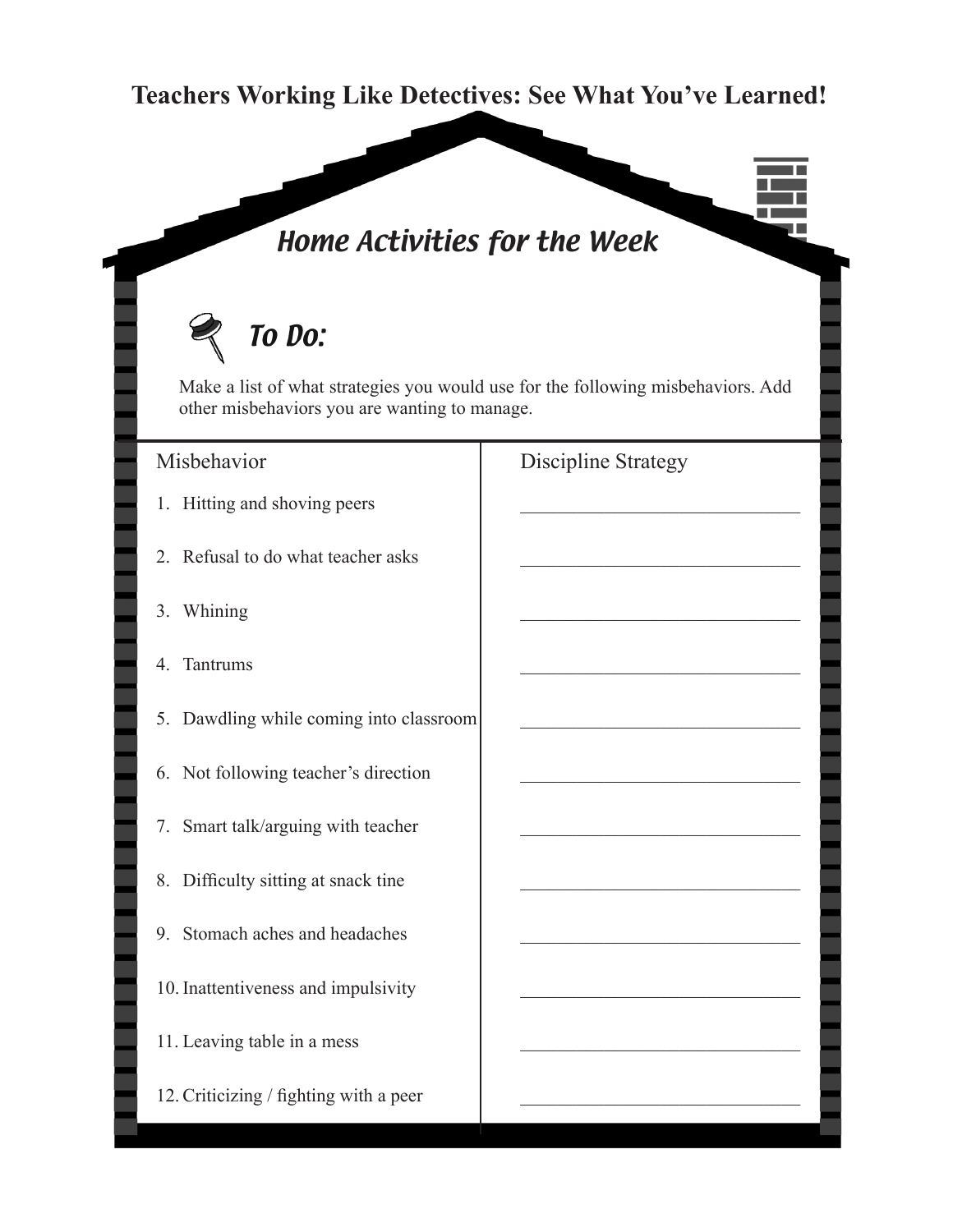# Teachers Working Like Detectives: See What You've Learned!

## *Home Activities for the Week*

### *To Do:*

Make a list of what strategies you would use for the following misbehaviors. Add other misbehaviors you are wanting to manage.

| Misbehavior | Discipline Strategy |
|---|---|
| 1. Hitting and shoving peers | ______________________________ |
| 2. Refusal to do what teacher asks | ______________________________ |
| 3. Whining | ______________________________ |
| 4. Tantrums | ______________________________ |
| 5. Dawdling while coming into classroom | ______________________________ |
| 6. Not following teacher's direction | ______________________________ |
| 7. Smart talk/arguing with teacher | ______________________________ |
| 8. Difficulty sitting at snack tine | ______________________________ |
| 9. Stomach aches and headaches | ______________________________ |
| 10. Inattentiveness and impulsivity | ______________________________ |
| 11. Leaving table in a mess | ______________________________ |
| 12. Criticizing / fighting with a peer | ______________________________ |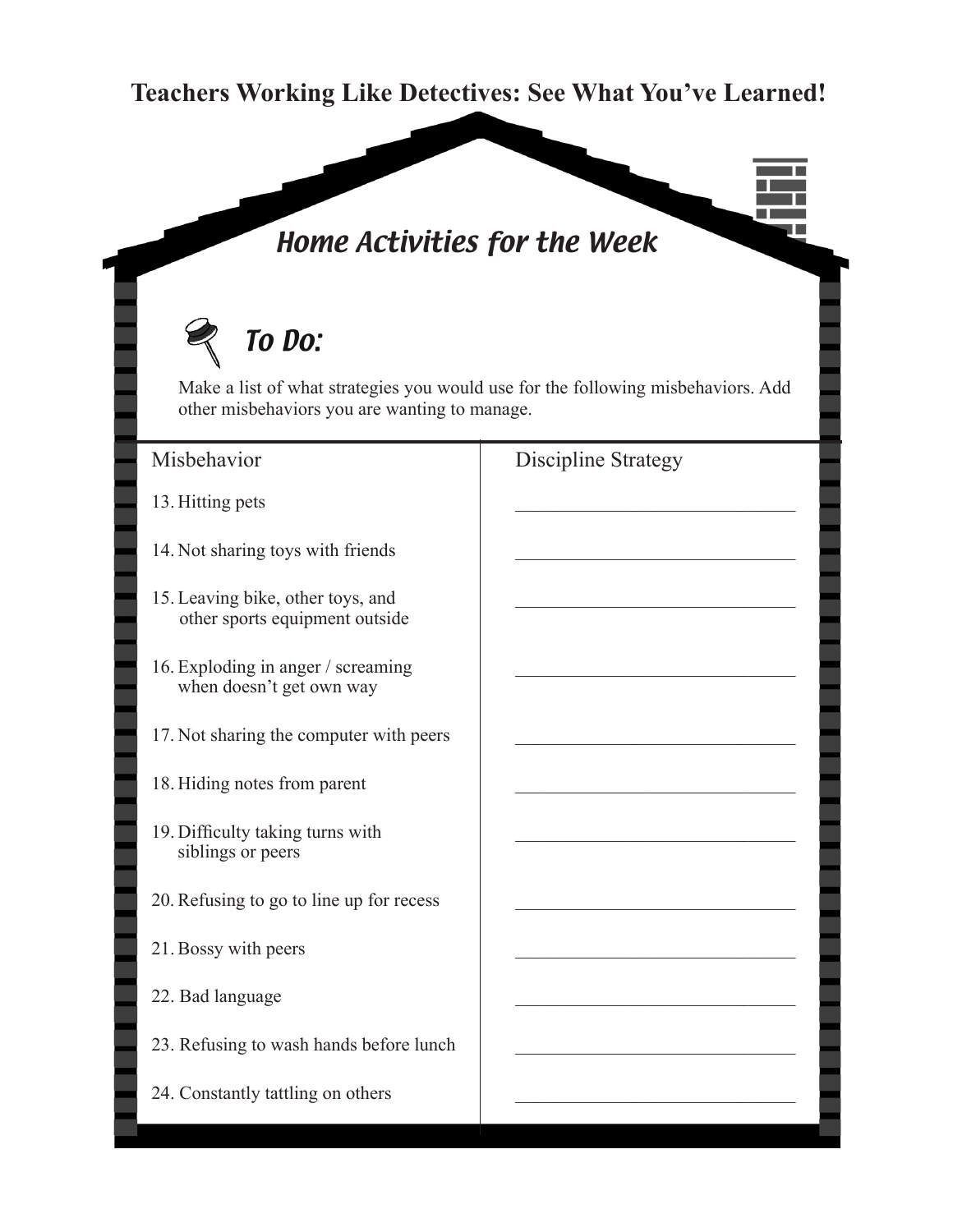# Teachers Working Like Detectives: See What You've Learned!

## Home Activities for the Week

### To Do:

Make a list of what strategies you would use for the following misbehaviors. Add other misbehaviors you are wanting to manage.

| Misbehavior | Discipline Strategy |
| --- | --- |
| 13. Hitting pets | ______________________________ |
| 14. Not sharing toys with friends | ______________________________ |
| 15. Leaving bike, other toys, and other sports equipment outside | ______________________________ |
| 16. Exploding in anger / screaming when doesn't get own way | ______________________________ |
| 17. Not sharing the computer with peers | ______________________________ |
| 18. Hiding notes from parent | ______________________________ |
| 19. Difficulty taking turns with siblings or peers | ______________________________ |
| 20. Refusing to go to line up for recess | ______________________________ |
| 21. Bossy with peers | ______________________________ |
| 22. Bad language | ______________________________ |
| 23. Refusing to wash hands before lunch | ______________________________ |
| 24. Constantly tattling on others | ______________________________ |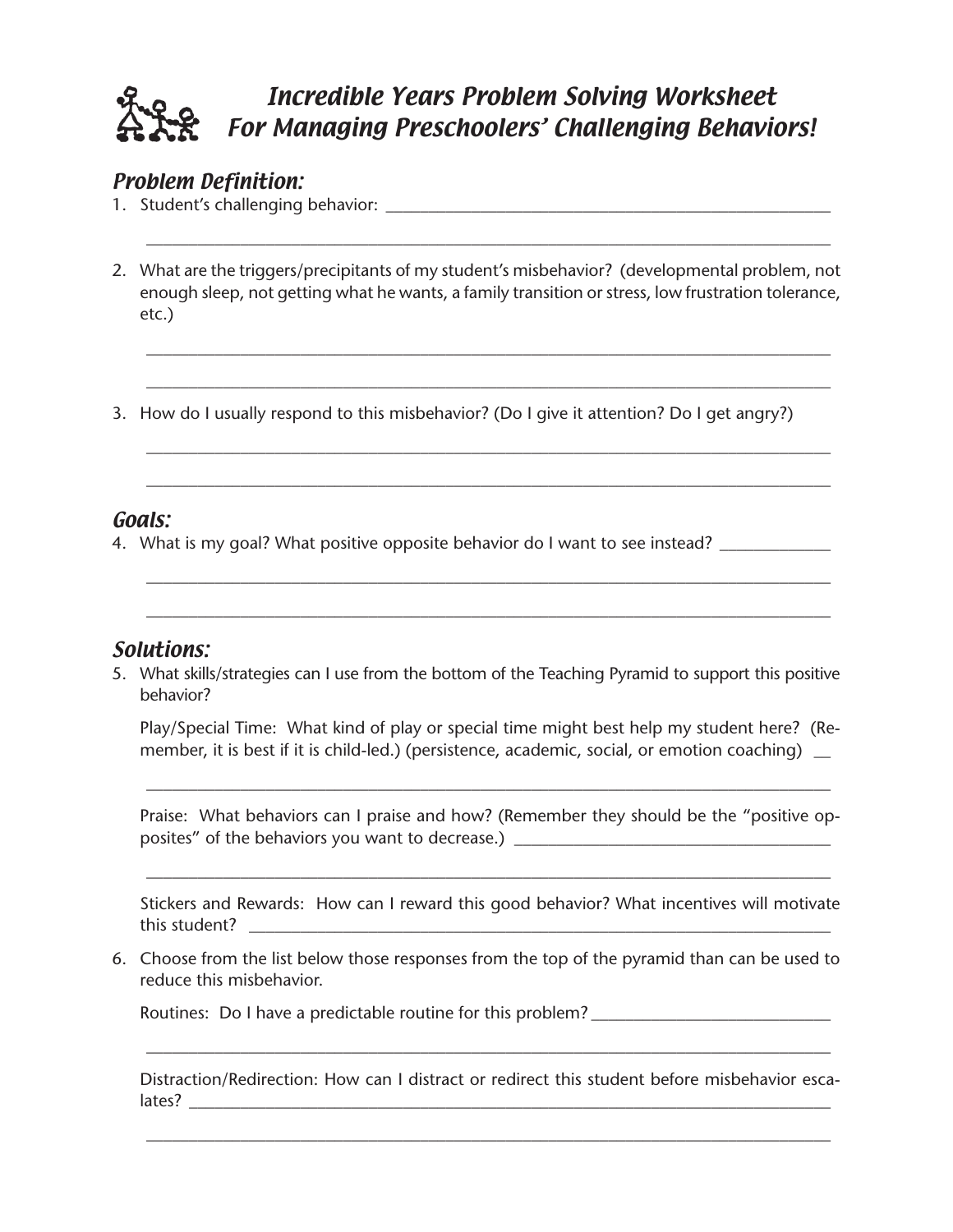# Incredible Years Problem Solving Worksheet For Managing Preschoolers' Challenging Behaviors!

## Problem Definition:

1. Student's challenging behavior: ______________________________________________

   ______________________________________________________________________

2. What are the triggers/precipitants of my student's misbehavior? (developmental problem, not enough sleep, not getting what he wants, a family transition or stress, low frustration tolerance, etc.)

   ______________________________________________________________________

   ______________________________________________________________________

3. How do I usually respond to this misbehavior? (Do I give it attention? Do I get angry?)

   ______________________________________________________________________

   ______________________________________________________________________

## Goals:

4. What is my goal? What positive opposite behavior do I want to see instead? ____________

   ______________________________________________________________________

   ______________________________________________________________________

## Solutions:

5. What skills/strategies can I use from the bottom of the Teaching Pyramid to support this positive behavior?

   Play/Special Time: What kind of play or special time might best help my student here? (Remember, it is best if it is child-led.) (persistence, academic, social, or emotion coaching) __

   ______________________________________________________________________

   Praise: What behaviors can I praise and how? (Remember they should be the "positive opposites" of the behaviors you want to decrease.) ________________________________

   ______________________________________________________________________

   Stickers and Rewards: How can I reward this good behavior? What incentives will motivate this student? ______________________________________________________________

6. Choose from the list below those responses from the top of the pyramid than can be used to reduce this misbehavior.

   Routines: Do I have a predictable routine for this problem? __________________________

   ______________________________________________________________________

   Distraction/Redirection: How can I distract or redirect this student before misbehavior escalates? ______________________________________________________________________

   ______________________________________________________________________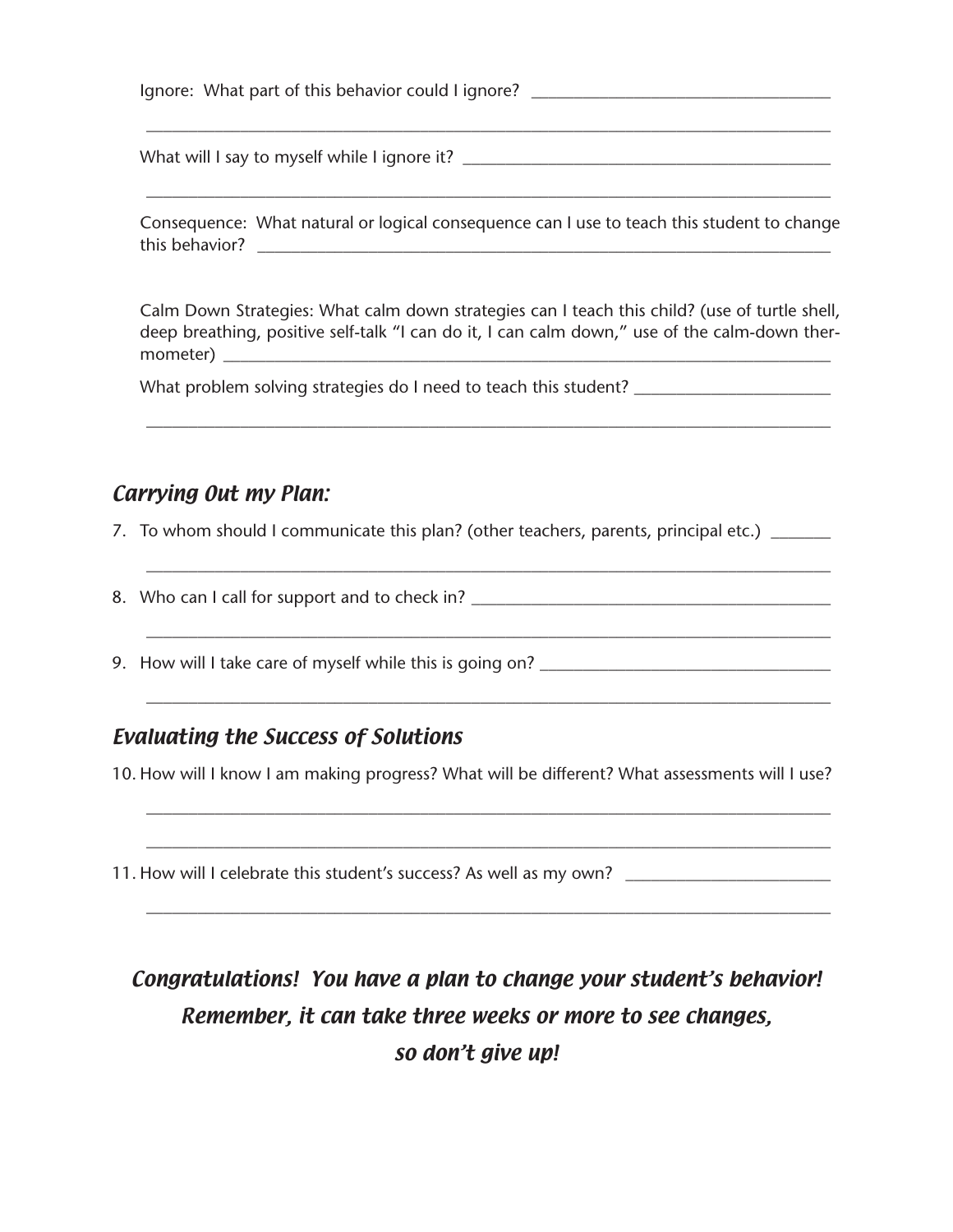Ignore: What part of this behavior could I ignore? ___________________________________

_______________________________________________________________________________

What will I say to myself while I ignore it? ___________________________________________

_______________________________________________________________________________

Consequence: What natural or logical consequence can I use to teach this student to change this behavior? ______________________________________________________________________

Calm Down Strategies: What calm down strategies can I teach this child? (use of turtle shell, deep breathing, positive self-talk "I can do it, I can calm down," use of the calm-down thermometer) __________________________________________________________________________

What problem solving strategies do I need to teach this student? _______________________

_______________________________________________________________________________

## *Carrying Out my Plan:*

7. To whom should I communicate this plan? (other teachers, parents, principal etc.) _______

   _______________________________________________________________________________

8. Who can I call for support and to check in? __________________________________________

   _______________________________________________________________________________

9. How will I take care of myself while this is going on? ___________________________________

   _______________________________________________________________________________

## *Evaluating the Success of Solutions*

10. How will I know I am making progress? What will be different? What assessments will I use?

    _______________________________________________________________________________

    _______________________________________________________________________________

11. How will I celebrate this student's success? As well as my own? _______________________

    _______________________________________________________________________________

***Congratulations! You have a plan to change your student's behavior! Remember, it can take three weeks or more to see changes, so don't give up!***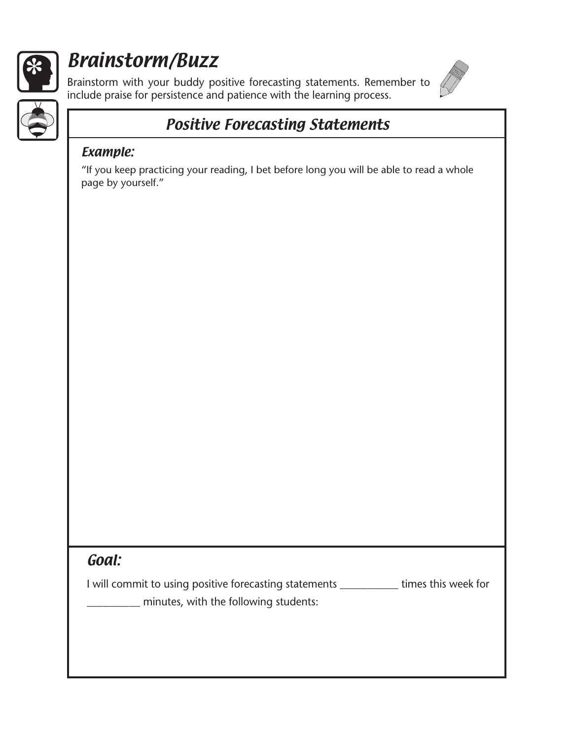# Brainstorm/Buzz

Brainstorm with your buddy positive forecasting statements. Remember to include praise for persistence and patience with the learning process.

## Positive Forecasting Statements

### Example:

"If you keep practicing your reading, I bet before long you will be able to read a whole page by yourself."

### Goal:

I will commit to using positive forecasting statements ___________ times this week for __________ minutes, with the following students: